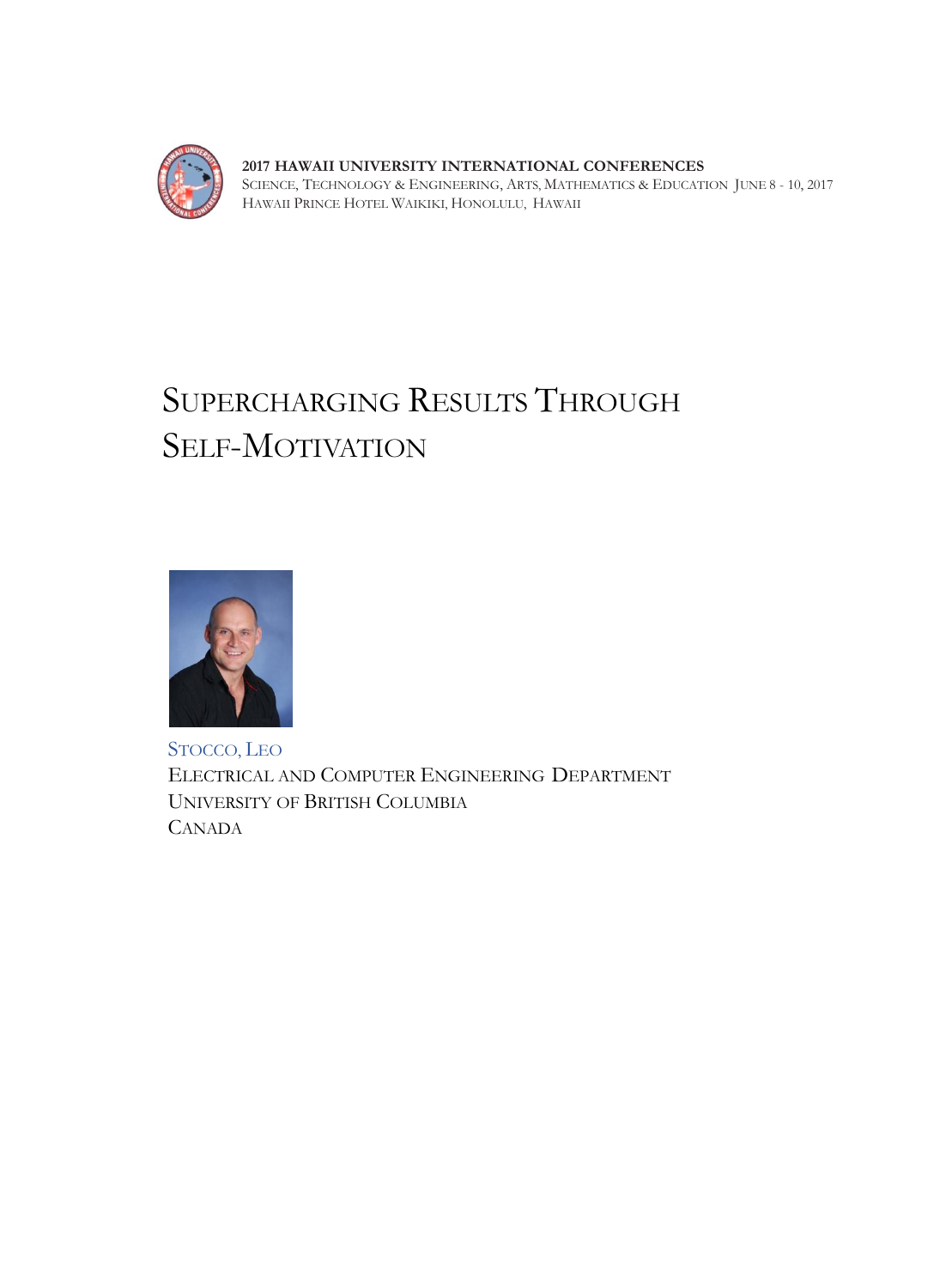**2017 HAWAII UNIVERSITY INTERNATIONAL CONFERENCES**
SCIENCE, TECHNOLOGY & ENGINEERING, ARTS, MATHEMATICS & EDUCATION JUNE 8 - 10, 2017
HAWAII PRINCE HOTEL WAIKIKI, HONOLULU, HAWAII

# SUPERCHARGING RESULTS THROUGH SELF-MOTIVATION

STOCCO, LEO
ELECTRICAL AND COMPUTER ENGINEERING DEPARTMENT
UNIVERSITY OF BRITISH COLUMBIA
CANADA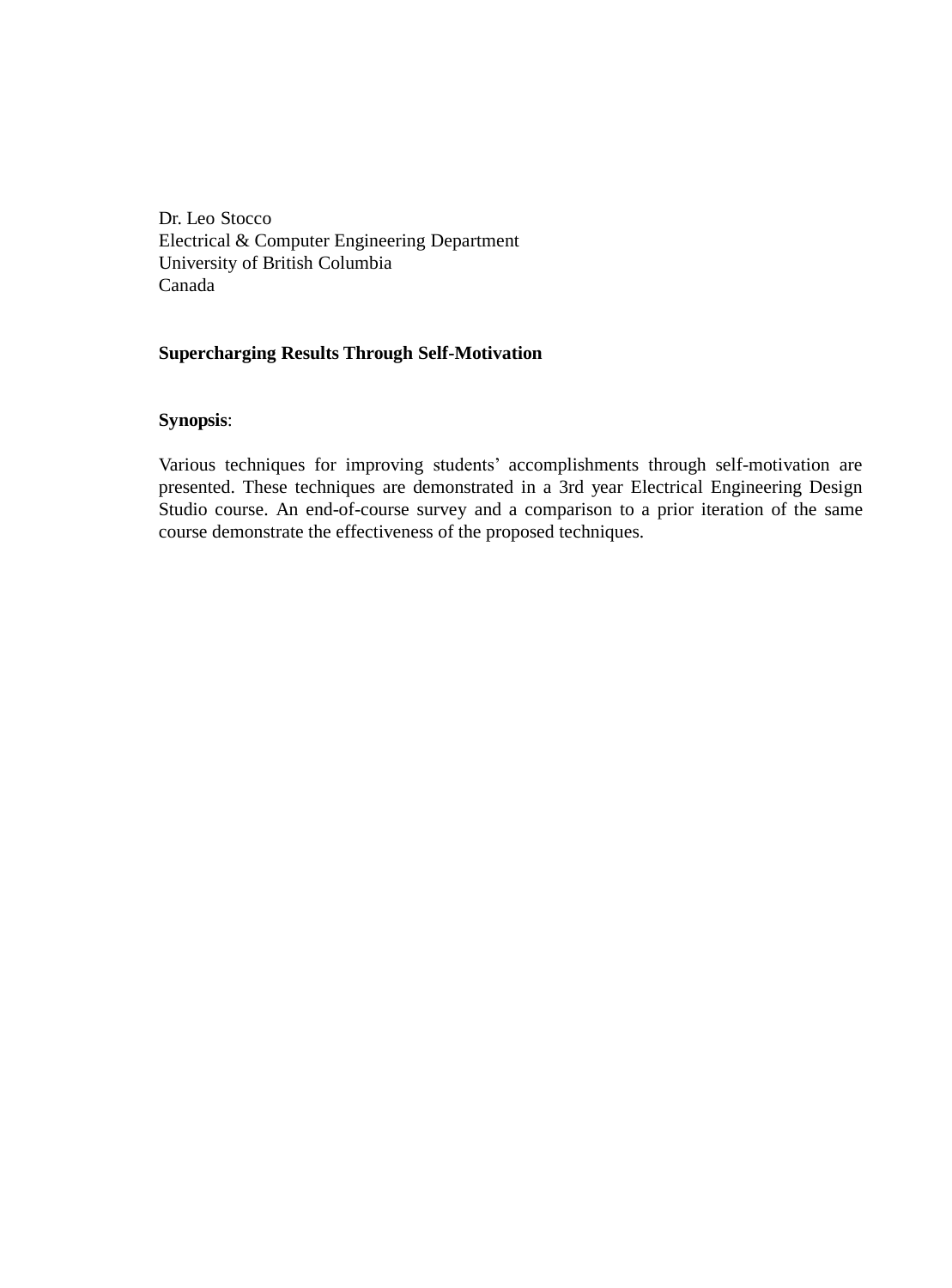Dr. Leo Stocco
Electrical & Computer Engineering Department
University of British Columbia
Canada

**Supercharging Results Through Self-Motivation**

**Synopsis**:

Various techniques for improving students' accomplishments through self-motivation are presented. These techniques are demonstrated in a 3rd year Electrical Engineering Design Studio course. An end-of-course survey and a comparison to a prior iteration of the same course demonstrate the effectiveness of the proposed techniques.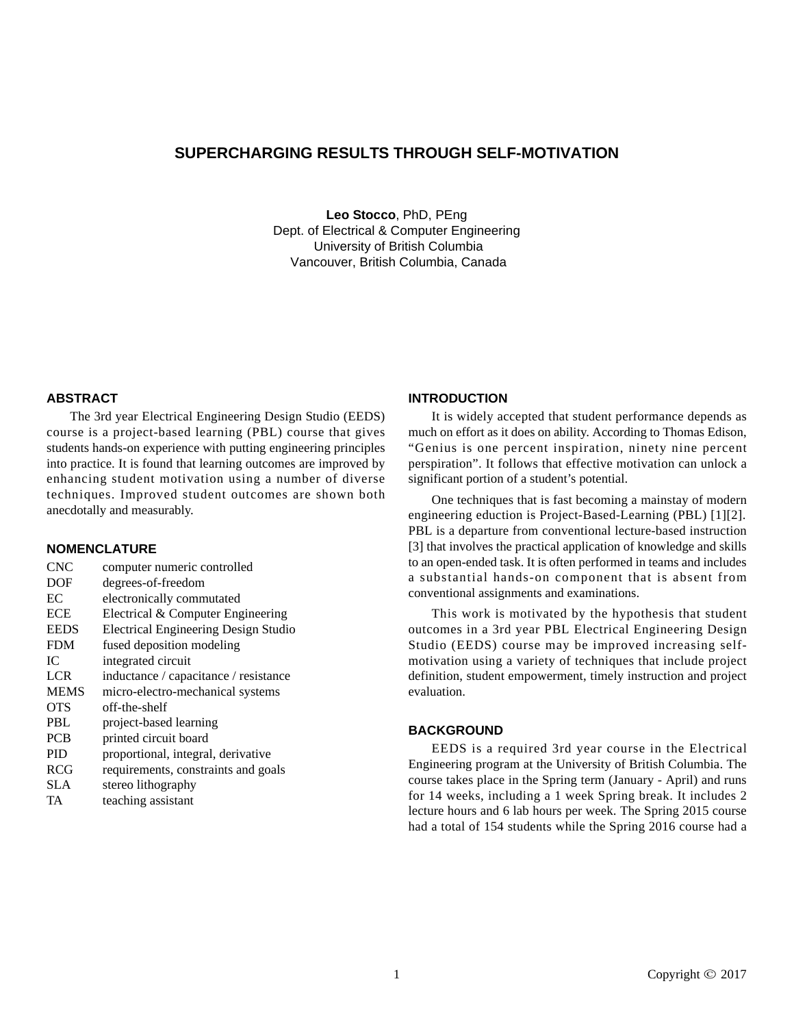# SUPERCHARGING RESULTS THROUGH SELF-MOTIVATION

**Leo Stocco**, PhD, PEng
Dept. of Electrical & Computer Engineering
University of British Columbia
Vancouver, British Columbia, Canada

## ABSTRACT

The 3rd year Electrical Engineering Design Studio (EEDS) course is a project-based learning (PBL) course that gives students hands-on experience with putting engineering principles into practice. It is found that learning outcomes are improved by enhancing student motivation using a number of diverse techniques. Improved student outcomes are shown both anecdotally and measurably.

## NOMENCLATURE

| | |
|---|---|
| CNC | computer numeric controlled |
| DOF | degrees-of-freedom |
| EC | electronically commutated |
| ECE | Electrical & Computer Engineering |
| EEDS | Electrical Engineering Design Studio |
| FDM | fused deposition modeling |
| IC | integrated circuit |
| LCR | inductance / capacitance / resistance |
| MEMS | micro-electro-mechanical systems |
| OTS | off-the-shelf |
| PBL | project-based learning |
| PCB | printed circuit board |
| PID | proportional, integral, derivative |
| RCG | requirements, constraints and goals |
| SLA | stereo lithography |
| TA | teaching assistant |

## INTRODUCTION

It is widely accepted that student performance depends as much on effort as it does on ability. According to Thomas Edison, "Genius is one percent inspiration, ninety nine percent perspiration". It follows that effective motivation can unlock a significant portion of a student's potential.

One techniques that is fast becoming a mainstay of modern engineering eduction is Project-Based-Learning (PBL) [1][2]. PBL is a departure from conventional lecture-based instruction [3] that involves the practical application of knowledge and skills to an open-ended task. It is often performed in teams and includes a substantial hands-on component that is absent from conventional assignments and examinations.

This work is motivated by the hypothesis that student outcomes in a 3rd year PBL Electrical Engineering Design Studio (EEDS) course may be improved increasing self-motivation using a variety of techniques that include project definition, student empowerment, timely instruction and project evaluation.

## BACKGROUND

EEDS is a required 3rd year course in the Electrical Engineering program at the University of British Columbia. The course takes place in the Spring term (January - April) and runs for 14 weeks, including a 1 week Spring break. It includes 2 lecture hours and 6 lab hours per week. The Spring 2015 course had a total of 154 students while the Spring 2016 course had a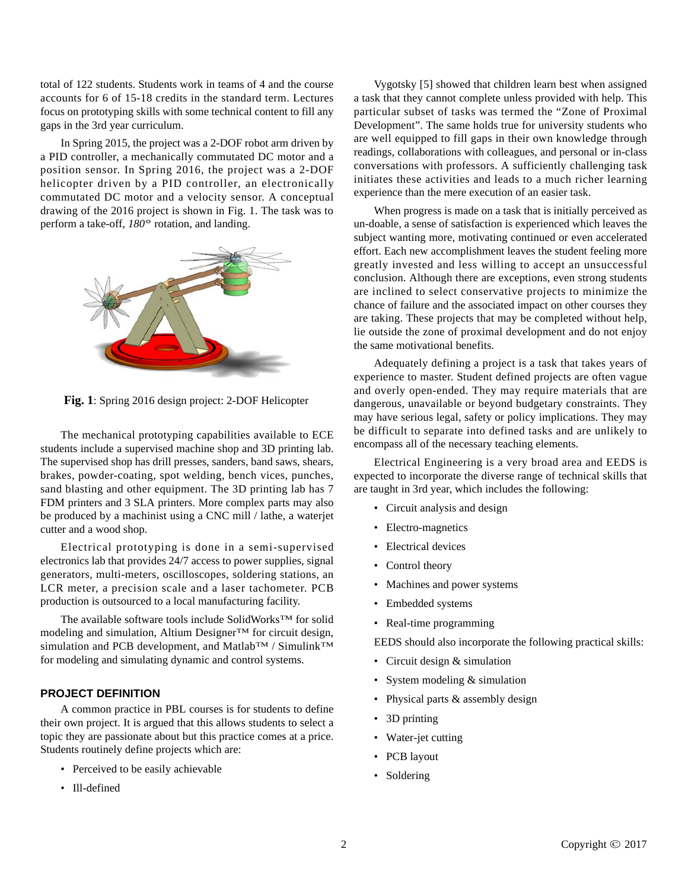total of 122 students. Students work in teams of 4 and the course accounts for 6 of 15-18 credits in the standard term. Lectures focus on prototyping skills with some technical content to fill any gaps in the 3rd year curriculum.

In Spring 2015, the project was a 2-DOF robot arm driven by a PID controller, a mechanically commutated DC motor and a position sensor. In Spring 2016, the project was a 2-DOF helicopter driven by a PID controller, an electronically commutated DC motor and a velocity sensor. A conceptual drawing of the 2016 project is shown in Fig. 1. The task was to perform a take-off, *180°* rotation, and landing.

**Fig. 1**: Spring 2016 design project: 2-DOF Helicopter

The mechanical prototyping capabilities available to ECE students include a supervised machine shop and 3D printing lab. The supervised shop has drill presses, sanders, band saws, shears, brakes, powder-coating, spot welding, bench vices, punches, sand blasting and other equipment. The 3D printing lab has 7 FDM printers and 3 SLA printers. More complex parts may also be produced by a machinist using a CNC mill / lathe, a waterjet cutter and a wood shop.

Electrical prototyping is done in a semi-supervised electronics lab that provides 24/7 access to power supplies, signal generators, multi-meters, oscilloscopes, soldering stations, an LCR meter, a precision scale and a laser tachometer. PCB production is outsourced to a local manufacturing facility.

The available software tools include SolidWorks™ for solid modeling and simulation, Altium Designer™ for circuit design, simulation and PCB development, and Matlab™ / Simulink™ for modeling and simulating dynamic and control systems.

## PROJECT DEFINITION

A common practice in PBL courses is for students to define their own project. It is argued that this allows students to select a topic they are passionate about but this practice comes at a price. Students routinely define projects which are:

- Perceived to be easily achievable
- Ill-defined

Vygotsky [5] showed that children learn best when assigned a task that they cannot complete unless provided with help. This particular subset of tasks was termed the “Zone of Proximal Development”. The same holds true for university students who are well equipped to fill gaps in their own knowledge through readings, collaborations with colleagues, and personal or in-class conversations with professors. A sufficiently challenging task initiates these activities and leads to a much richer learning experience than the mere execution of an easier task.

When progress is made on a task that is initially perceived as un-doable, a sense of satisfaction is experienced which leaves the subject wanting more, motivating continued or even accelerated effort. Each new accomplishment leaves the student feeling more greatly invested and less willing to accept an unsuccessful conclusion. Although there are exceptions, even strong students are inclined to select conservative projects to minimize the chance of failure and the associated impact on other courses they are taking. These projects that may be completed without help, lie outside the zone of proximal development and do not enjoy the same motivational benefits.

Adequately defining a project is a task that takes years of experience to master. Student defined projects are often vague and overly open-ended. They may require materials that are dangerous, unavailable or beyond budgetary constraints. They may have serious legal, safety or policy implications. They may be difficult to separate into defined tasks and are unlikely to encompass all of the necessary teaching elements.

Electrical Engineering is a very broad area and EEDS is expected to incorporate the diverse range of technical skills that are taught in 3rd year, which includes the following:

- Circuit analysis and design
- Electro-magnetics
- Electrical devices
- Control theory
- Machines and power systems
- Embedded systems
- Real-time programming

EEDS should also incorporate the following practical skills:

- Circuit design & simulation
- System modeling & simulation
- Physical parts & assembly design
- 3D printing
- Water-jet cutting
- PCB layout
- Soldering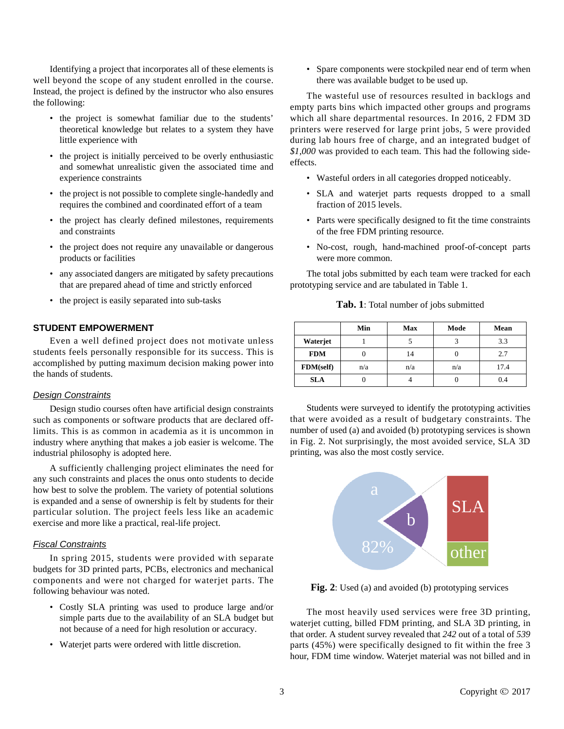Identifying a project that incorporates all of these elements is well beyond the scope of any student enrolled in the course. Instead, the project is defined by the instructor who also ensures the following:

- the project is somewhat familiar due to the students' theoretical knowledge but relates to a system they have little experience with
- the project is initially perceived to be overly enthusiastic and somewhat unrealistic given the associated time and experience constraints
- the project is not possible to complete single-handedly and requires the combined and coordinated effort of a team
- the project has clearly defined milestones, requirements and constraints
- the project does not require any unavailable or dangerous products or facilities
- any associated dangers are mitigated by safety precautions that are prepared ahead of time and strictly enforced
- the project is easily separated into sub-tasks

## STUDENT EMPOWERMENT

Even a well defined project does not motivate unless students feels personally responsible for its success. This is accomplished by putting maximum decision making power into the hands of students.

### *Design Constraints*

Design studio courses often have artificial design constraints such as components or software products that are declared off-limits. This is as common in academia as it is uncommon in industry where anything that makes a job easier is welcome. The industrial philosophy is adopted here.

A sufficiently challenging project eliminates the need for any such constraints and places the onus onto students to decide how best to solve the problem. The variety of potential solutions is expanded and a sense of ownership is felt by students for their particular solution. The project feels less like an academic exercise and more like a practical, real-life project.

### *Fiscal Constraints*

In spring 2015, students were provided with separate budgets for 3D printed parts, PCBs, electronics and mechanical components and were not charged for waterjet parts. The following behaviour was noted.

- Costly SLA printing was used to produce large and/or simple parts due to the availability of an SLA budget but not because of a need for high resolution or accuracy.
- Waterjet parts were ordered with little discretion.
- Spare components were stockpiled near end of term when there was available budget to be used up.

The wasteful use of resources resulted in backlogs and empty parts bins which impacted other groups and programs which all share departmental resources. In 2016, 2 FDM 3D printers were reserved for large print jobs, 5 were provided during lab hours free of charge, and an integrated budget of *$1,000* was provided to each team. This had the following side-effects.

- Wasteful orders in all categories dropped noticeably.
- SLA and waterjet parts requests dropped to a small fraction of 2015 levels.
- Parts were specifically designed to fit the time constraints of the free FDM printing resource.
- No-cost, rough, hand-machined proof-of-concept parts were more common.

The total jobs submitted by each team were tracked for each prototyping service and are tabulated in Table 1.

**Tab. 1**: Total number of jobs submitted

| | Min | Max | Mode | Mean |
|---|---|---|---|---|
| **Waterjet** | 1 | 5 | 3 | 3.3 |
| **FDM** | 0 | 14 | 0 | 2.7 |
| **FDM(self)** | n/a | n/a | n/a | 17.4 |
| **SLA** | 0 | 4 | 0 | 0.4 |

Students were surveyed to identify the prototyping activities that were avoided as a result of budgetary constraints. The number of used (a) and avoided (b) prototyping services is shown in Fig. 2. Not surprisingly, the most avoided service, SLA 3D printing, was also the most costly service.

**Fig. 2**: Used (a) and avoided (b) prototyping services

The most heavily used services were free 3D printing, waterjet cutting, billed FDM printing, and SLA 3D printing, in that order. A student survey revealed that *242* out of a total of *539* parts (45%) were specifically designed to fit within the free 3 hour, FDM time window. Waterjet material was not billed and in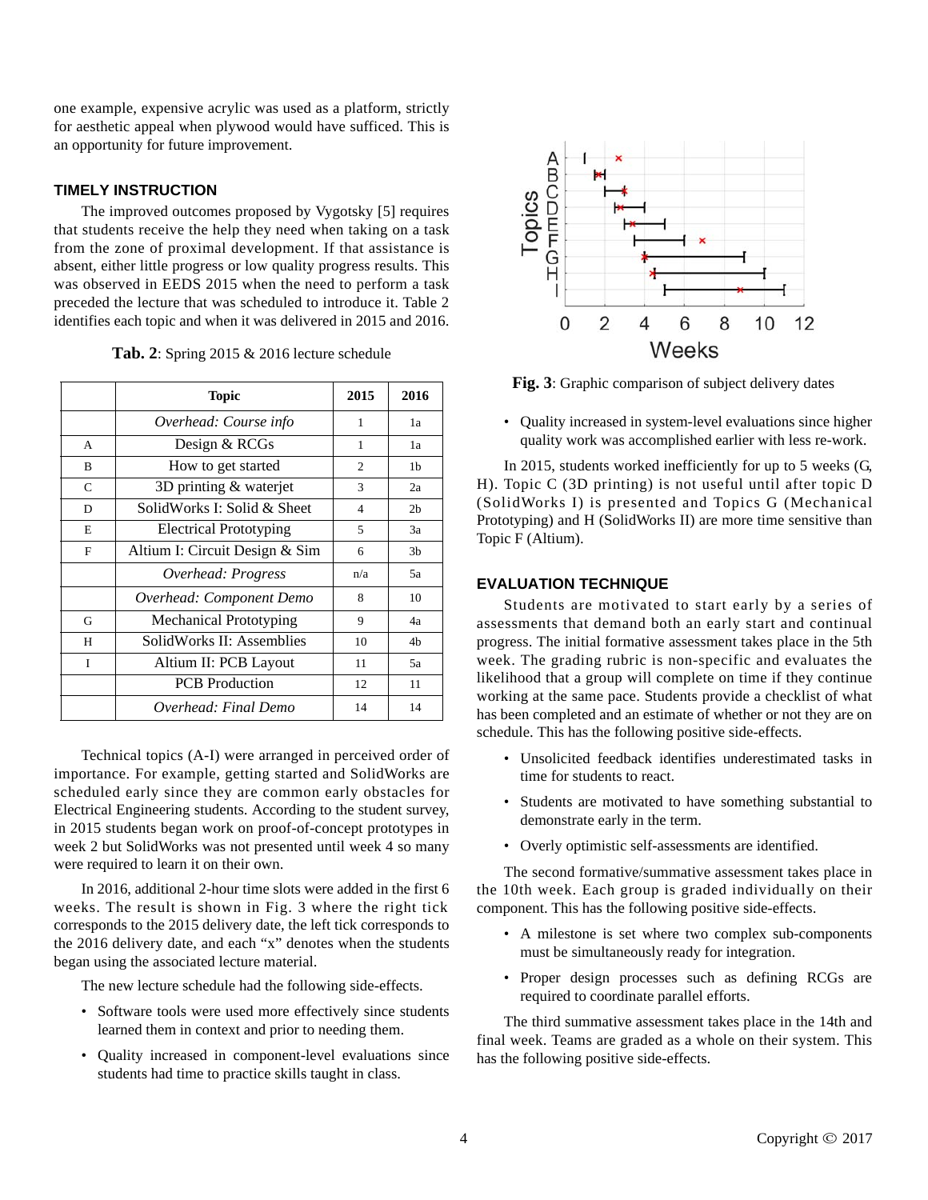one example, expensive acrylic was used as a platform, strictly for aesthetic appeal when plywood would have sufficed. This is an opportunity for future improvement.

## TIMELY INSTRUCTION

The improved outcomes proposed by Vygotsky [5] requires that students receive the help they need when taking on a task from the zone of proximal development. If that assistance is absent, either little progress or low quality progress results. This was observed in EEDS 2015 when the need to perform a task preceded the lecture that was scheduled to introduce it. Table 2 identifies each topic and when it was delivered in 2015 and 2016.

**Tab. 2**: Spring 2015 & 2016 lecture schedule

| | Topic | 2015 | 2016 |
|---|---|---|---|
| | *Overhead: Course info* | 1 | 1a |
| A | Design & RCGs | 1 | 1a |
| B | How to get started | 2 | 1b |
| C | 3D printing & waterjet | 3 | 2a |
| D | SolidWorks I: Solid & Sheet | 4 | 2b |
| E | Electrical Prototyping | 5 | 3a |
| F | Altium I: Circuit Design & Sim | 6 | 3b |
| | *Overhead: Progress* | n/a | 5a |
| | *Overhead: Component Demo* | 8 | 10 |
| G | Mechanical Prototyping | 9 | 4a |
| H | SolidWorks II: Assemblies | 10 | 4b |
| I | Altium II: PCB Layout | 11 | 5a |
| | PCB Production | 12 | 11 |
| | *Overhead: Final Demo* | 14 | 14 |

Technical topics (A-I) were arranged in perceived order of importance. For example, getting started and SolidWorks are scheduled early since they are common early obstacles for Electrical Engineering students. According to the student survey, in 2015 students began work on proof-of-concept prototypes in week 2 but SolidWorks was not presented until week 4 so many were required to learn it on their own.

In 2016, additional 2-hour time slots were added in the first 6 weeks. The result is shown in Fig. 3 where the right tick corresponds to the 2015 delivery date, the left tick corresponds to the 2016 delivery date, and each "x" denotes when the students began using the associated lecture material.

The new lecture schedule had the following side-effects.

- Software tools were used more effectively since students learned them in context and prior to needing them.
- Quality increased in component-level evaluations since students had time to practice skills taught in class.

**Fig. 3**: Graphic comparison of subject delivery dates

- Quality increased in system-level evaluations since higher quality work was accomplished earlier with less re-work.

In 2015, students worked inefficiently for up to 5 weeks (G, H). Topic C (3D printing) is not useful until after topic D (SolidWorks I) is presented and Topics G (Mechanical Prototyping) and H (SolidWorks II) are more time sensitive than Topic F (Altium).

## EVALUATION TECHNIQUE

Students are motivated to start early by a series of assessments that demand both an early start and continual progress. The initial formative assessment takes place in the 5th week. The grading rubric is non-specific and evaluates the likelihood that a group will complete on time if they continue working at the same pace. Students provide a checklist of what has been completed and an estimate of whether or not they are on schedule. This has the following positive side-effects.

- Unsolicited feedback identifies underestimated tasks in time for students to react.
- Students are motivated to have something substantial to demonstrate early in the term.
- Overly optimistic self-assessments are identified.

The second formative/summative assessment takes place in the 10th week. Each group is graded individually on their component. This has the following positive side-effects.

- A milestone is set where two complex sub-components must be simultaneously ready for integration.
- Proper design processes such as defining RCGs are required to coordinate parallel efforts.

The third summative assessment takes place in the 14th and final week. Teams are graded as a whole on their system. This has the following positive side-effects.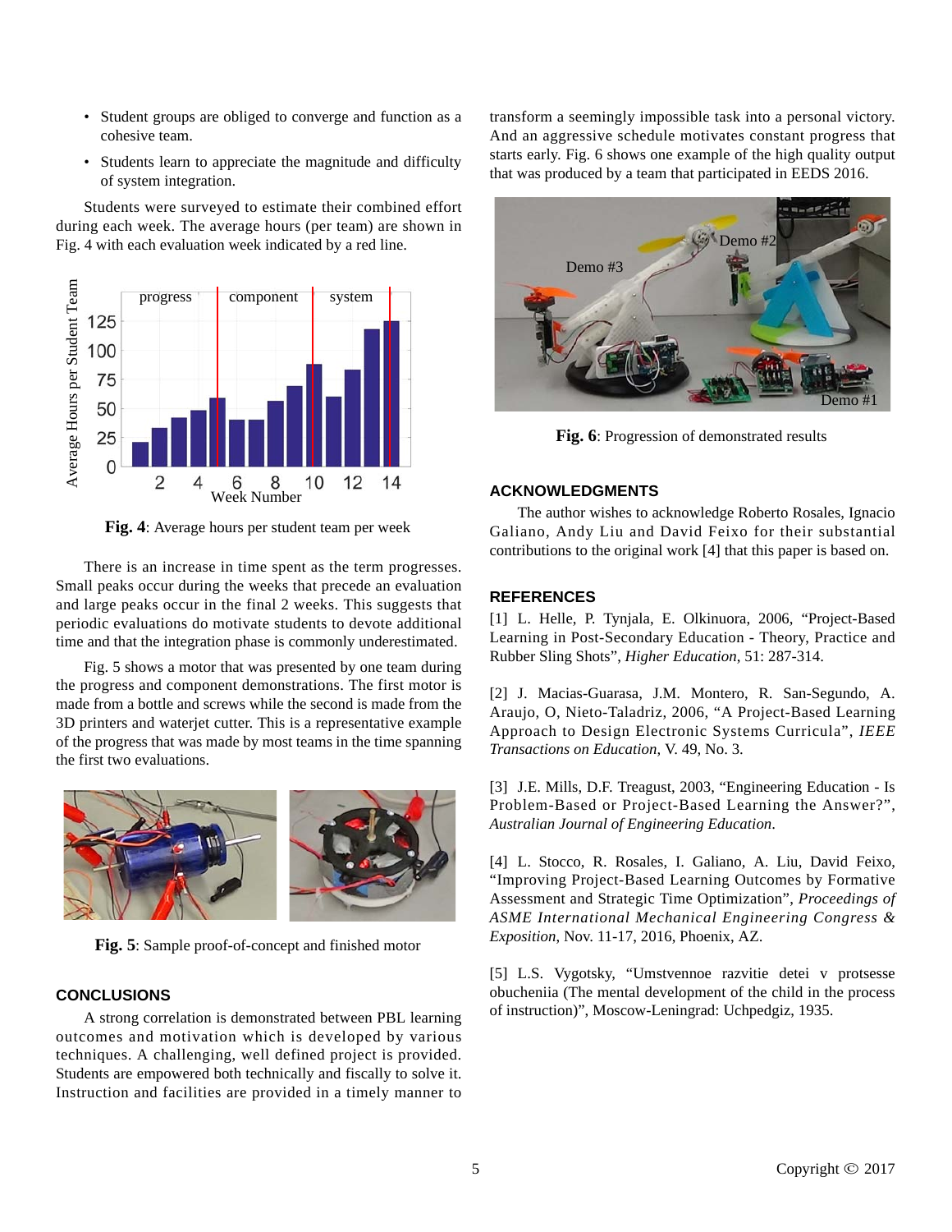- Student groups are obliged to converge and function as a cohesive team.
- Students learn to appreciate the magnitude and difficulty of system integration.

Students were surveyed to estimate their combined effort during each week. The average hours (per team) are shown in Fig. 4 with each evaluation week indicated by a red line.

progress
component
system
Average Hours per Student Team
125
100
75
50
25
0
2 4 6 8 10 12 14
Week Number

**Fig. 4**: Average hours per student team per week

There is an increase in time spent as the term progresses. Small peaks occur during the weeks that precede an evaluation and large peaks occur in the final 2 weeks. This suggests that periodic evaluations do motivate students to devote additional time and that the integration phase is commonly underestimated.

Fig. 5 shows a motor that was presented by one team during the progress and component demonstrations. The first motor is made from a bottle and screws while the second is made from the 3D printers and waterjet cutter. This is a representative example of the progress that was made by most teams in the time spanning the first two evaluations.

**Fig. 5**: Sample proof-of-concept and finished motor

## CONCLUSIONS

A strong correlation is demonstrated between PBL learning outcomes and motivation which is developed by various techniques. A challenging, well defined project is provided. Students are empowered both technically and fiscally to solve it. Instruction and facilities are provided in a timely manner to transform a seemingly impossible task into a personal victory. And an aggressive schedule motivates constant progress that starts early. Fig. 6 shows one example of the high quality output that was produced by a team that participated in EEDS 2016.

Demo #2
Demo #3
Demo #1

**Fig. 6**: Progression of demonstrated results

## ACKNOWLEDGMENTS

The author wishes to acknowledge Roberto Rosales, Ignacio Galiano, Andy Liu and David Feixo for their substantial contributions to the original work [4] that this paper is based on.

## REFERENCES

[1] L. Helle, P. Tynjala, E. Olkinuora, 2006, "Project-Based Learning in Post-Secondary Education - Theory, Practice and Rubber Sling Shots", *Higher Education*, 51: 287-314.

[2] J. Macias-Guarasa, J.M. Montero, R. San-Segundo, A. Araujo, O, Nieto-Taladriz, 2006, "A Project-Based Learning Approach to Design Electronic Systems Curricula", *IEEE Transactions on Education*, V. 49, No. 3.

[3] J.E. Mills, D.F. Treagust, 2003, "Engineering Education - Is Problem-Based or Project-Based Learning the Answer?", *Australian Journal of Engineering Education*.

[4] L. Stocco, R. Rosales, I. Galiano, A. Liu, David Feixo, "Improving Project-Based Learning Outcomes by Formative Assessment and Strategic Time Optimization", *Proceedings of ASME International Mechanical Engineering Congress & Exposition*, Nov. 11-17, 2016, Phoenix, AZ.

[5] L.S. Vygotsky, "Umstvennoe razvitie detei v protsesse obucheniia (The mental development of the child in the process of instruction)", Moscow-Leningrad: Uchpedgiz, 1935.